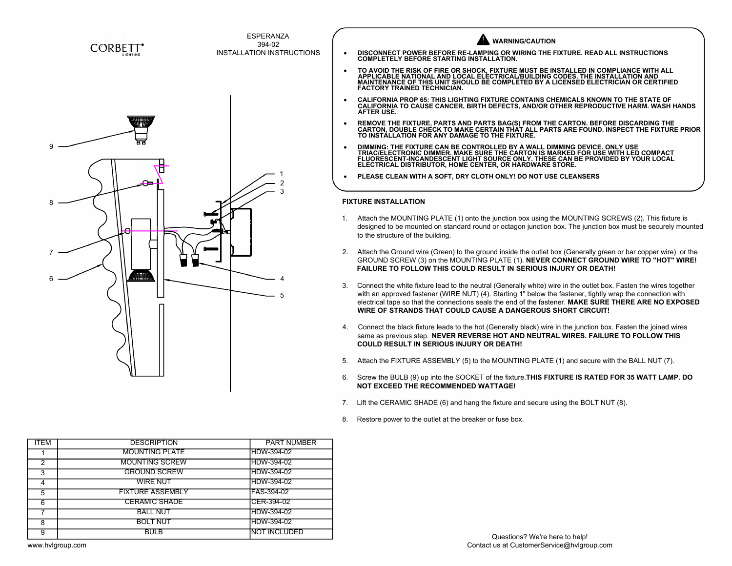CORBETT LIGHTING

ESPERANZA
394-02
INSTALLATION INSTRUCTIONS

9

8

7

6

1
2
3

4

5

| ITEM | DESCRIPTION | PART NUMBER |
|---|---|---|
| 1 | MOUNTING PLATE | HDW-394-02 |
| 2 | MOUNTING SCREW | HDW-394-02 |
| 3 | GROUND SCREW | HDW-394-02 |
| 4 | WIRE NUT | HDW-394-02 |
| 5 | FIXTURE ASSEMBLY | FAS-394-02 |
| 6 | CERAMIC SHADE | CER-394-02 |
| 7 | BALL NUT | HDW-394-02 |
| 8 | BOLT NUT | HDW-394-02 |
| 9 | BULB | NOT INCLUDED |

www.hvlgroup.com

**WARNING/CAUTION**

- **DISCONNECT POWER BEFORE RE-LAMPING OR WIRING THE FIXTURE. READ ALL INSTRUCTIONS COMPLETELY BEFORE STARTING INSTALLATION.**
- **TO AVOID THE RISK OF FIRE OR SHOCK, FIXTURE MUST BE INSTALLED IN COMPLIANCE WITH ALL APPLICABLE NATIONAL AND LOCAL ELECTRICAL/BUILDING CODES. THE INSTALLATION AND MAINTENANCE OF THIS UNIT SHOULD BE COMPLETED BY A LICENSED ELECTRICIAN OR CERTIFIED FACTORY TRAINED TECHNICIAN.**
- **CALIFORNIA PROP 65: THIS LIGHTING FIXTURE CONTAINS CHEMICALS KNOWN TO THE STATE OF CALIFORNIA TO CAUSE CANCER, BIRTH DEFECTS, AND/OR OTHER REPRODUCTIVE HARM. WASH HANDS AFTER USE.**
- **REMOVE THE FIXTURE, PARTS AND PARTS BAG(S) FROM THE CARTON. BEFORE DISCARDING THE CARTON, DOUBLE CHECK TO MAKE CERTAIN THAT ALL PARTS ARE FOUND. INSPECT THE FIXTURE PRIOR TO INSTALLATION FOR ANY DAMAGE TO THE FIXTURE.**
- **DIMMING: THE FIXTURE CAN BE CONTROLLED BY A WALL DIMMING DEVICE. ONLY USE TRIAC/ELECTRONIC DIMMER. MAKE SURE THE CARTON IS MARKED FOR USE WITH LED COMPACT FLUORESCENT-INCANDESCENT LIGHT SOURCE ONLY. THESE CAN BE PROVIDED BY YOUR LOCAL ELECTRICAL DISTRIBUTOR, HOME CENTER, OR HARDWARE STORE.**
- **PLEASE CLEAN WITH A SOFT, DRY CLOTH ONLY! DO NOT USE CLEANSERS**

**FIXTURE INSTALLATION**

1. Attach the MOUNTING PLATE (1) onto the junction box using the MOUNTING SCREWS (2). This fixture is designed to be mounted on standard round or octagon junction box. The junction box must be securely mounted to the structure of the building.
2. Attach the Ground wire (Green) to the ground inside the outlet box (Generally green or bar copper wire) or the GROUND SCREW (3) on the MOUNTING PLATE (1). **NEVER CONNECT GROUND WIRE TO "HOT" WIRE! FAILURE TO FOLLOW THIS COULD CAUSE IN SERIOUS INJURY OR DEATH!**
3. Connect the white fixture lead to the neutral (Generally white) wire in the outlet box. Fasten the wires together with an approved fastener (WIRE NUT) (4). Starting 1" below the fastener, tightly wrap the connection with electrical tape so that the connections seals the end of the fastener. **MAKE SURE THERE ARE NO EXPOSED WIRE OF STRANDS THAT COULD CAUSE A DANGEROUS SHORT CIRCUIT!**
4. Connect the black fixture leads to the hot (Generally black) wire in the junction box. Fasten the joined wires same as previous step. **NEVER REVERSE HOT AND NEUTRAL WIRES. FAILURE TO FOLLOW THIS COULD RESULT IN SERIOUS INJURY OR DEATH!**
5. Attach the FIXTURE ASSEMBLY (5) to the MOUNTING PLATE (1) and secure with the BALL NUT (7).
6. Screw the BULB (9) up into the SOCKET of the fixture.**THIS FIXTURE IS RATED FOR 35 WATT LAMP. DO NOT EXCEED THE RECOMMENDED WATTAGE!**
7. Lift the CERAMIC SHADE (6) and hang the fixture and secure using the BOLT NUT (8).
8. Restore power to the outlet at the breaker or fuse box.

Questions? We're here to help!
Contact us at CustomerService@hvlgroup.com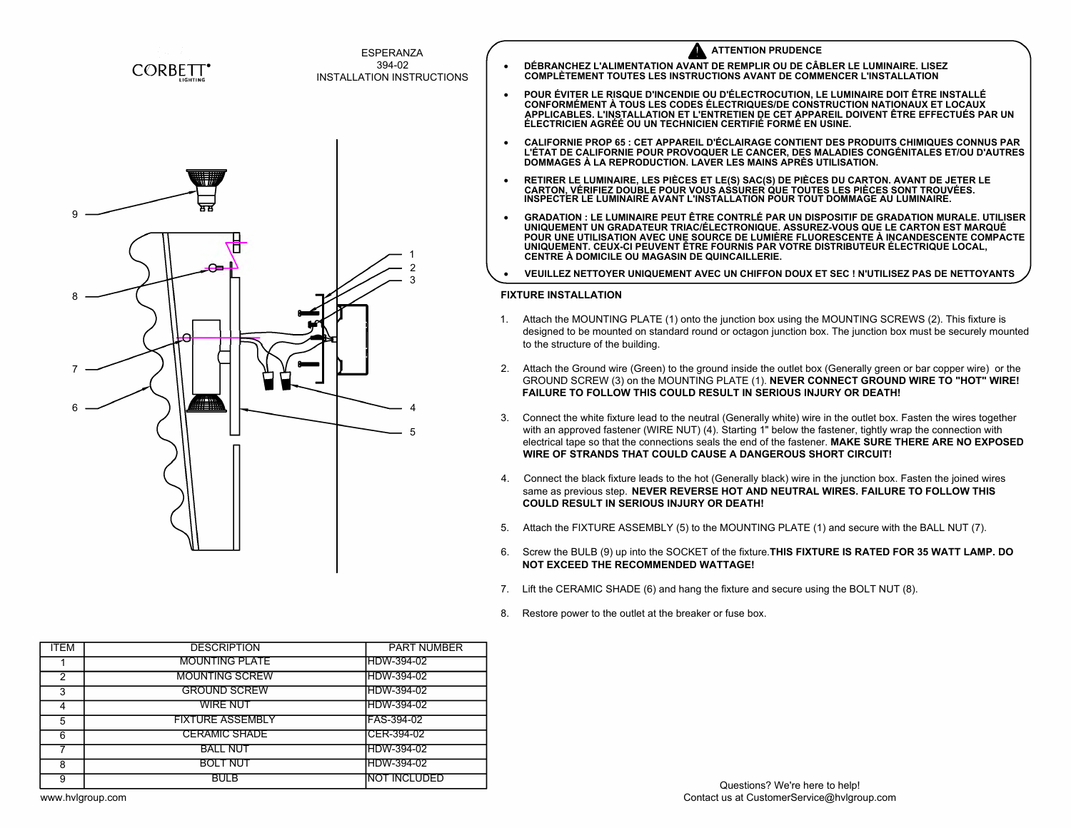CORBETT LIGHTING

ESPERANZA
394-02
INSTALLATION INSTRUCTIONS

9

8

7

6

1
2
3

4

5

**⚠ ATTENTION PRUDENCE**

- **DÉBRANCHEZ L'ALIMENTATION AVANT DE REMPLIR OU DE CÂBLER LE LUMINAIRE. LISEZ COMPLÈTEMENT TOUTES LES INSTRUCTIONS AVANT DE COMMENCER L'INSTALLATION**
- **POUR ÉVITER LE RISQUE D'INCENDIE OU D'ÉLECTROCUTION, LE LUMINAIRE DOIT ÊTRE INSTALLÉ CONFORMÉMENT À TOUS LES CODES ÉLECTRIQUES/DE CONSTRUCTION NATIONAUX ET LOCAUX APPLICABLES. L'INSTALLATION ET L'ENTRETIEN DE CET APPAREIL DOIVENT ÊTRE EFFECTUÉS PAR UN ÉLECTRICIEN AGRÉÉ OU UN TECHNICIEN CERTIFIÉ FORMÉ EN USINE.**
- **CALIFORNIE PROP 65 : CET APPAREIL D'ÉCLAIRAGE CONTIENT DES PRODUITS CHIMIQUES CONNUS PAR L'ÉTAT DE CALIFORNIE POUR PROVOQUER LE CANCER, DES MALADIES CONGÉNITALES ET/OU D'AUTRES DOMMAGES À LA REPRODUCTION. LAVER LES MAINS APRÈS UTILISATION.**
- **RETIRER LE LUMINAIRE, LES PIÈCES ET LE(S) SAC(S) DE PIÈCES DU CARTON. AVANT DE JETER LE CARTON, VÉRIFIEZ DOUBLE POUR VOUS ASSURER QUE TOUTES LES PIÈCES SONT TROUVÉES. INSPECTER LE LUMINAIRE AVANT L'INSTALLATION POUR TOUT DOMMAGE AU LUMINAIRE.**
- **GRADATION : LE LUMINAIRE PEUT ÊTRE CONTRLÉ PAR UN DISPOSITIF DE GRADATION MURALE. UTILISER UNIQUEMENT UN GRADATEUR TRIAC/ÉLECTRONIQUE. ASSUREZ-VOUS QUE LE CARTON EST MARQUÉ POUR UNE UTILISATION AVEC UNE SOURCE DE LUMIÈRE FLUORESCENTE À INCANDESCENTE COMPACTE UNIQUEMENT. CEUX-CI PEUVENT ÊTRE FOURNIS PAR VOTRE DISTRIBUTEUR ÉLECTRIQUE LOCAL, CENTRE À DOMICILE OU MAGASIN DE QUINCAILLERIE.**
- **VEUILLEZ NETTOYER UNIQUEMENT AVEC UN CHIFFON DOUX ET SEC ! N'UTILISEZ PAS DE NETTOYANTS**

**FIXTURE INSTALLATION**

1. Attach the MOUNTING PLATE (1) onto the junction box using the MOUNTING SCREWS (2). This fixture is designed to be mounted on standard round or octagon junction box. The junction box must be securely mounted to the structure of the building.
2. Attach the Ground wire (Green) to the ground inside the outlet box (Generally green or bar copper wire) or the GROUND SCREW (3) on the MOUNTING PLATE (1). **NEVER CONNECT GROUND WIRE TO "HOT" WIRE! FAILURE TO FOLLOW THIS COULD RESULT IN SERIOUS INJURY OR DEATH!**
3. Connect the white fixture lead to the neutral (Generally white) wire in the outlet box. Fasten the wires together with an approved fastener (WIRE NUT) (4). Starting 1" below the fastener, tightly wrap the connection with electrical tape so that the connections seals the end of the fastener. **MAKE SURE THERE ARE NO EXPOSED WIRE OF STRANDS THAT COULD CAUSE A DANGEROUS SHORT CIRCUIT!**
4. Connect the black fixture leads to the hot (Generally black) wire in the junction box. Fasten the joined wires same as previous step. **NEVER REVERSE HOT AND NEUTRAL WIRES. FAILURE TO FOLLOW THIS COULD RESULT IN SERIOUS INJURY OR DEATH!**
5. Attach the FIXTURE ASSEMBLY (5) to the MOUNTING PLATE (1) and secure with the BALL NUT (7).
6. Screw the BULB (9) up into the SOCKET of the fixture.**THIS FIXTURE IS RATED FOR 35 WATT LAMP. DO NOT EXCEED THE RECOMMENDED WATTAGE!**
7. Lift the CERAMIC SHADE (6) and hang the fixture and secure using the BOLT NUT (8).
8. Restore power to the outlet at the breaker or fuse box.

| ITEM | DESCRIPTION | PART NUMBER |
|---|---|---|
| 1 | MOUNTING PLATE | HDW-394-02 |
| 2 | MOUNTING SCREW | HDW-394-02 |
| 3 | GROUND SCREW | HDW-394-02 |
| 4 | WIRE NUT | HDW-394-02 |
| 5 | FIXTURE ASSEMBLY | FAS-394-02 |
| 6 | CERAMIC SHADE | CER-394-02 |
| 7 | BALL NUT | HDW-394-02 |
| 8 | BOLT NUT | HDW-394-02 |
| 9 | BULB | NOT INCLUDED |

www.hvlgroup.com

Questions? We're here to help!
Contact us at CustomerService@hvlgroup.com